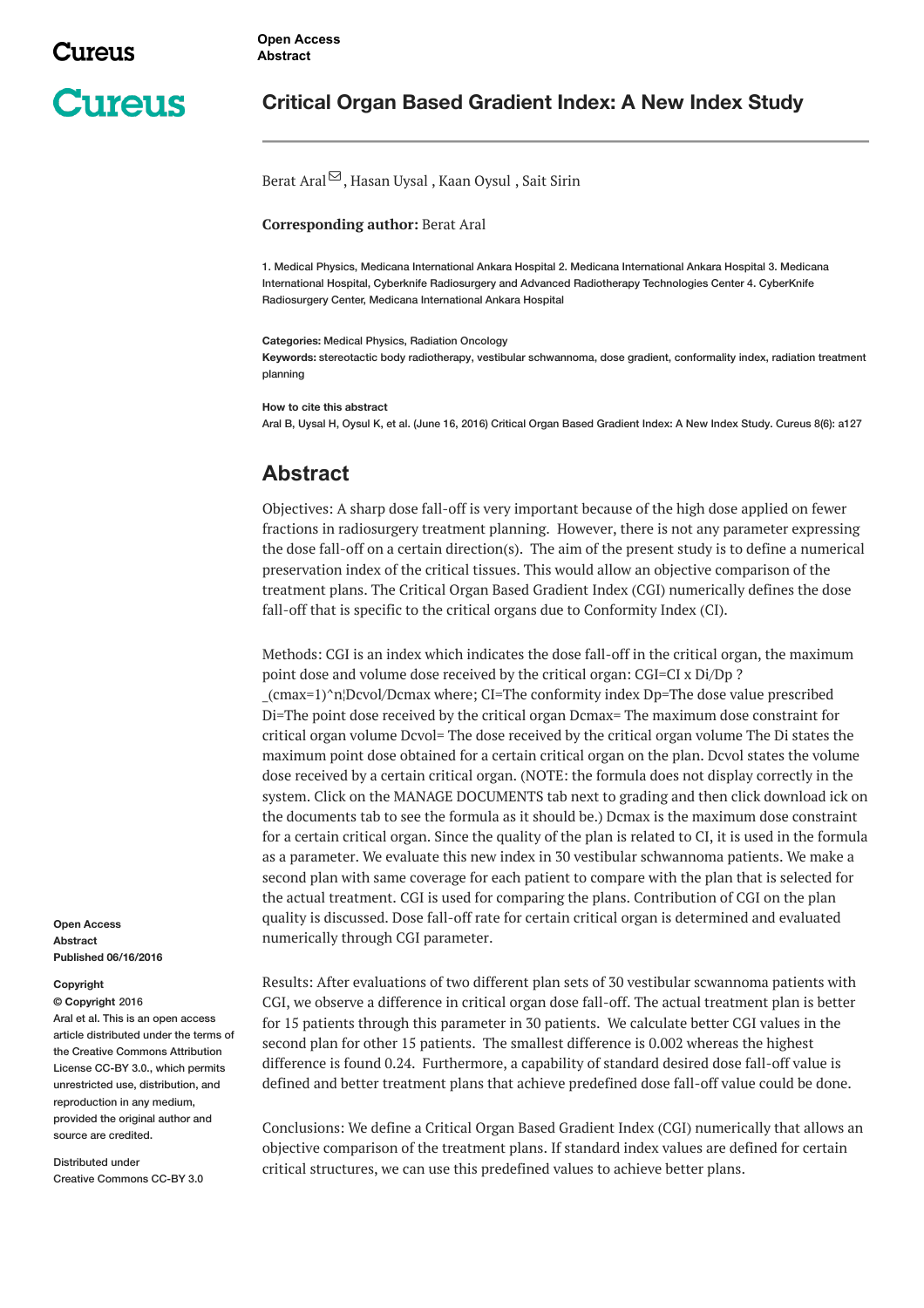Open Access
Abstract

# Critical Organ Based Gradient Index: A New Index Study

Berat Aral, Hasan Uysal, Kaan Oysul, Sait Sirin

**Corresponding author:** Berat Aral

1. Medical Physics, Medicana International Ankara Hospital 2. Medicana International Ankara Hospital 3. Medicana International Hospital, Cyberknife Radiosurgery and Advanced Radiotherapy Technologies Center 4. CyberKnife Radiosurgery Center, Medicana International Ankara Hospital

**Categories:** Medical Physics, Radiation Oncology
**Keywords:** stereotactic body radiotherapy, vestibular schwannoma, dose gradient, conformality index, radiation treatment planning

**How to cite this abstract**
Aral B, Uysal H, Oysul K, et al. (June 16, 2016) Critical Organ Based Gradient Index: A New Index Study. Cureus 8(6): a127

## Abstract

Objectives: A sharp dose fall-off is very important because of the high dose applied on fewer fractions in radiosurgery treatment planning. However, there is not any parameter expressing the dose fall-off on a certain direction(s). The aim of the present study is to define a numerical preservation index of the critical tissues. This would allow an objective comparison of the treatment plans. The Critical Organ Based Gradient Index (CGI) numerically defines the dose fall-off that is specific to the critical organs due to Conformity Index (CI).

Methods: CGI is an index which indicates the dose fall-off in the critical organ, the maximum point dose and volume dose received by the critical organ: CGI=CI x Di/Dp ? _(cmax=1)^n¦Dcvol/Dcmax where; CI=The conformity index Dp=The dose value prescribed Di=The point dose received by the critical organ Dcmax= The maximum dose constraint for critical organ volume Dcvol= The dose received by the critical organ volume The Di states the maximum point dose obtained for a certain critical organ on the plan. Dcvol states the volume dose received by a certain critical organ. (NOTE: the formula does not display correctly in the system. Click on the MANAGE DOCUMENTS tab next to grading and then click download ick on the documents tab to see the formula as it should be.) Dcmax is the maximum dose constraint for a certain critical organ. Since the quality of the plan is related to CI, it is used in the formula as a parameter. We evaluate this new index in 30 vestibular schwannoma patients. We make a second plan with same coverage for each patient to compare with the plan that is selected for the actual treatment. CGI is used for comparing the plans. Contribution of CGI on the plan quality is discussed. Dose fall-off rate for certain critical organ is determined and evaluated numerically through CGI parameter.

Results: After evaluations of two different plan sets of 30 vestibular scwannoma patients with CGI, we observe a difference in critical organ dose fall-off. The actual treatment plan is better for 15 patients through this parameter in 30 patients. We calculate better CGI values in the second plan for other 15 patients. The smallest difference is 0.002 whereas the highest difference is found 0.24. Furthermore, a capability of standard desired dose fall-off value is defined and better treatment plans that achieve predefined dose fall-off value could be done.

Conclusions: We define a Critical Organ Based Gradient Index (CGI) numerically that allows an objective comparison of the treatment plans. If standard index values are defined for certain critical structures, we can use this predefined values to achieve better plans.

Open Access
Abstract
Published 06/16/2016

**Copyright**
**© Copyright** 2016
Aral et al. This is an open access article distributed under the terms of the Creative Commons Attribution License CC-BY 3.0., which permits unrestricted use, distribution, and reproduction in any medium, provided the original author and source are credited.

Distributed under
Creative Commons CC-BY 3.0